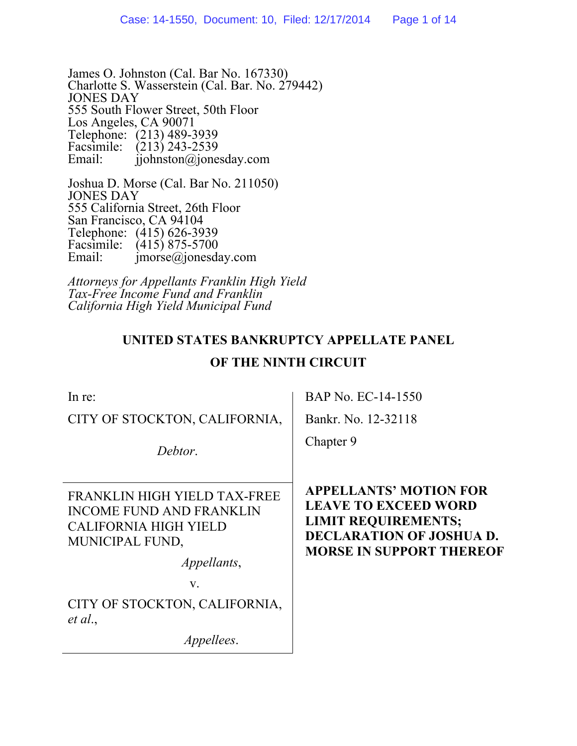James O. Johnston (Cal. Bar No. 167330)
Charlotte S. Wasserstein (Cal. Bar. No. 279442)
JONES DAY
555 South Flower Street, 50th Floor
Los Angeles, CA 90071
Telephone: (213) 489-3939
Facsimile: (213) 243-2539
Email: jjohnston@jonesday.com

Joshua D. Morse (Cal. Bar No. 211050)
JONES DAY
555 California Street, 26th Floor
San Francisco, CA 94104
Telephone: (415) 626-3939
Facsimile: (415) 875-5700
Email: jmorse@jonesday.com

*Attorneys for Appellants Franklin High Yield Tax-Free Income Fund and Franklin California High Yield Municipal Fund*

**UNITED STATES BANKRUPTCY APPELLATE PANEL**

**OF THE NINTH CIRCUIT**

In re:

CITY OF STOCKTON, CALIFORNIA,

*Debtor*.

BAP No. EC-14-1550

Bankr. No. 12-32118

Chapter 9

FRANKLIN HIGH YIELD TAX-FREE INCOME FUND AND FRANKLIN CALIFORNIA HIGH YIELD MUNICIPAL FUND,

*Appellants*,

v.

CITY OF STOCKTON, CALIFORNIA, *et al.*,

*Appellees*.

**APPELLANTS' MOTION FOR LEAVE TO EXCEED WORD LIMIT REQUIREMENTS; DECLARATION OF JOSHUA D. MORSE IN SUPPORT THEREOF**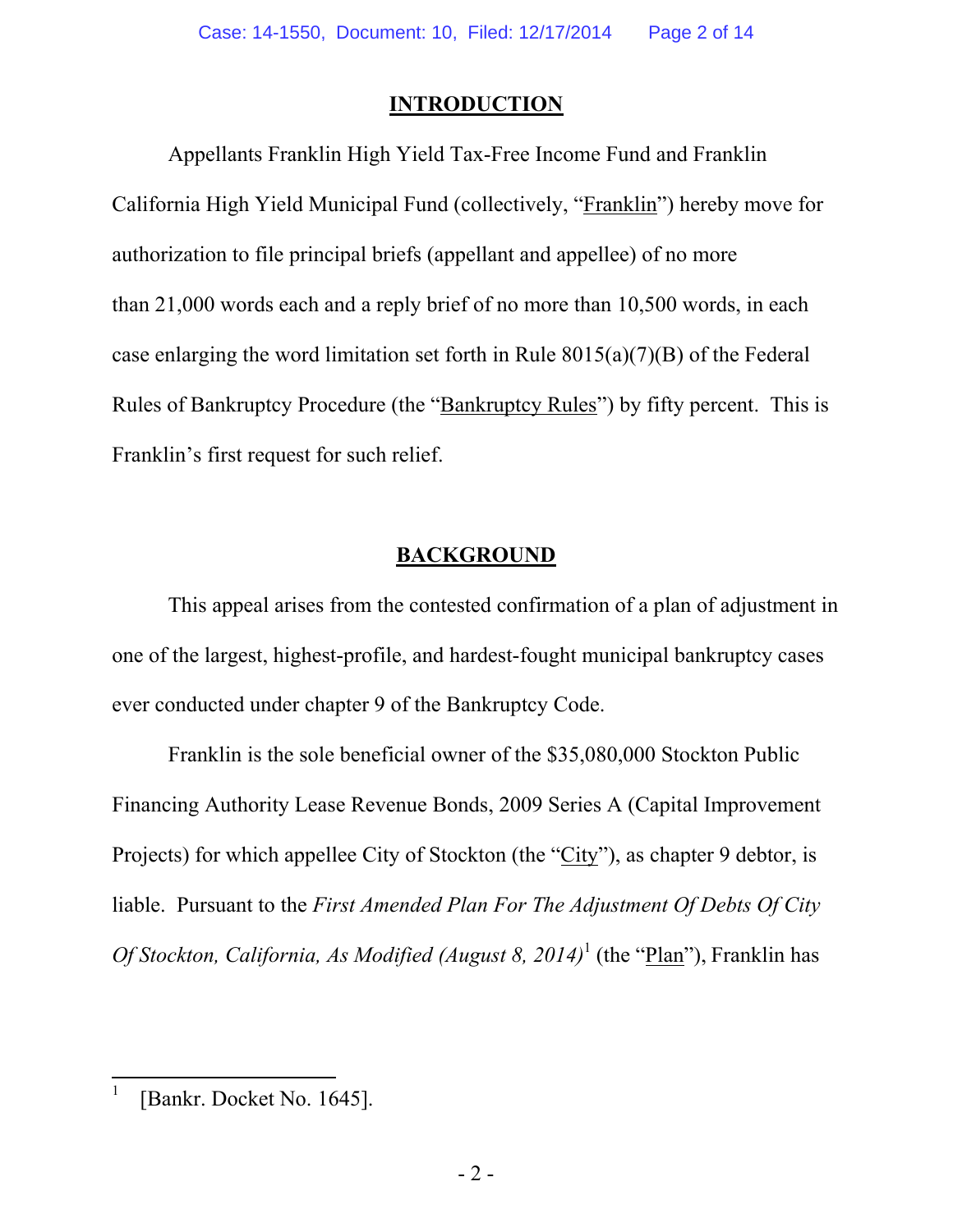## INTRODUCTION

Appellants Franklin High Yield Tax-Free Income Fund and Franklin California High Yield Municipal Fund (collectively, "Franklin") hereby move for authorization to file principal briefs (appellant and appellee) of no more than 21,000 words each and a reply brief of no more than 10,500 words, in each case enlarging the word limitation set forth in Rule 8015(a)(7)(B) of the Federal Rules of Bankruptcy Procedure (the "Bankruptcy Rules") by fifty percent. This is Franklin's first request for such relief.

## BACKGROUND

This appeal arises from the contested confirmation of a plan of adjustment in one of the largest, highest-profile, and hardest-fought municipal bankruptcy cases ever conducted under chapter 9 of the Bankruptcy Code.

Franklin is the sole beneficial owner of the $35,080,000 Stockton Public Financing Authority Lease Revenue Bonds, 2009 Series A (Capital Improvement Projects) for which appellee City of Stockton (the "City"), as chapter 9 debtor, is liable. Pursuant to the *First Amended Plan For The Adjustment Of Debts Of City Of Stockton, California, As Modified (August 8, 2014)*[1] (the "Plan"), Franklin has

---

[1] [Bankr. Docket No. 1645].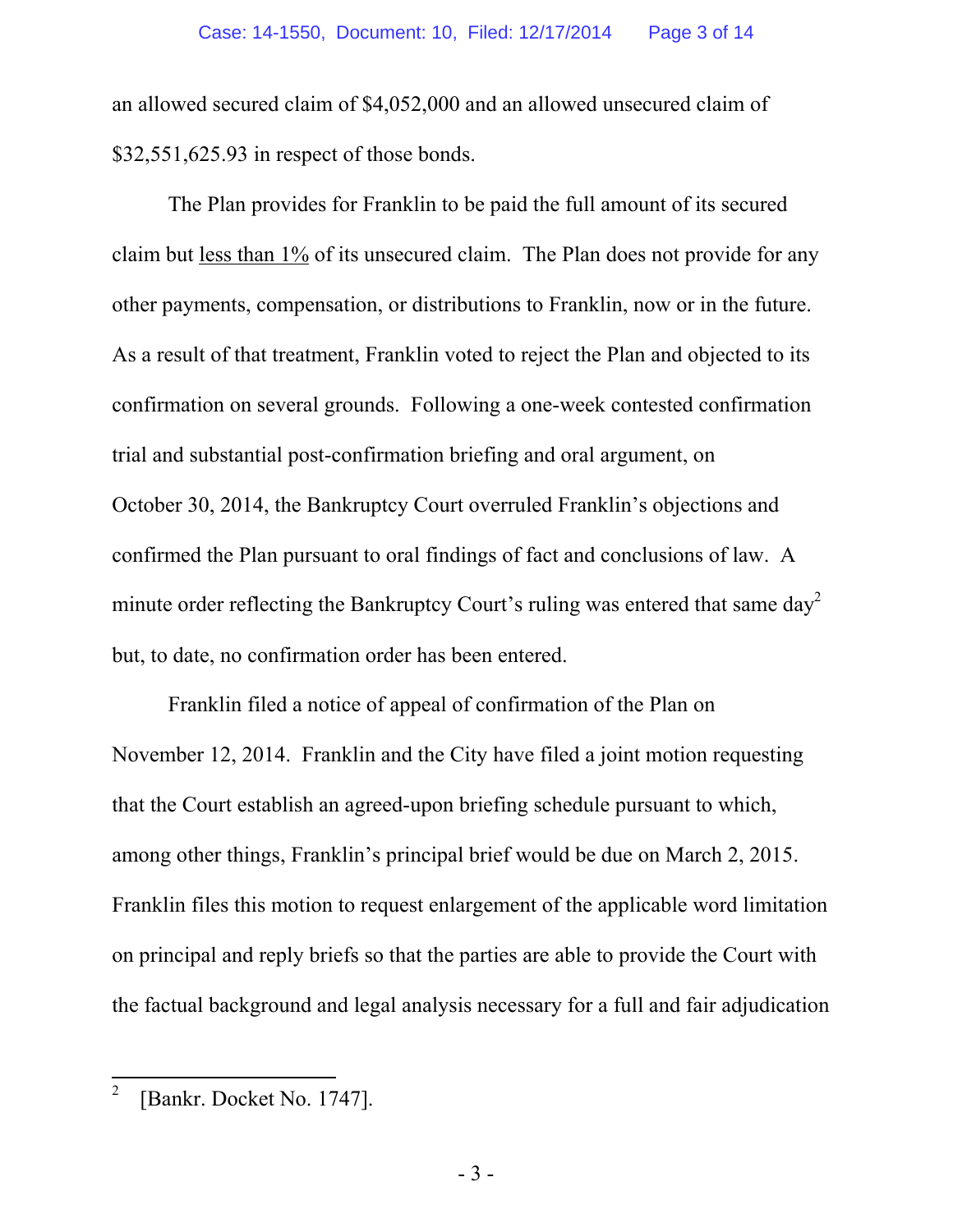an allowed secured claim of $4,052,000 and an allowed unsecured claim of $32,551,625.93 in respect of those bonds.

The Plan provides for Franklin to be paid the full amount of its secured claim but <u>less than 1%</u> of its unsecured claim. The Plan does not provide for any other payments, compensation, or distributions to Franklin, now or in the future. As a result of that treatment, Franklin voted to reject the Plan and objected to its confirmation on several grounds. Following a one-week contested confirmation trial and substantial post-confirmation briefing and oral argument, on October 30, 2014, the Bankruptcy Court overruled Franklin's objections and confirmed the Plan pursuant to oral findings of fact and conclusions of law. A minute order reflecting the Bankruptcy Court's ruling was entered that same day[2] but, to date, no confirmation order has been entered.

Franklin filed a notice of appeal of confirmation of the Plan on November 12, 2014. Franklin and the City have filed a joint motion requesting that the Court establish an agreed-upon briefing schedule pursuant to which, among other things, Franklin's principal brief would be due on March 2, 2015. Franklin files this motion to request enlargement of the applicable word limitation on principal and reply briefs so that the parties are able to provide the Court with the factual background and legal analysis necessary for a full and fair adjudication

---

[2] [Bankr. Docket No. 1747].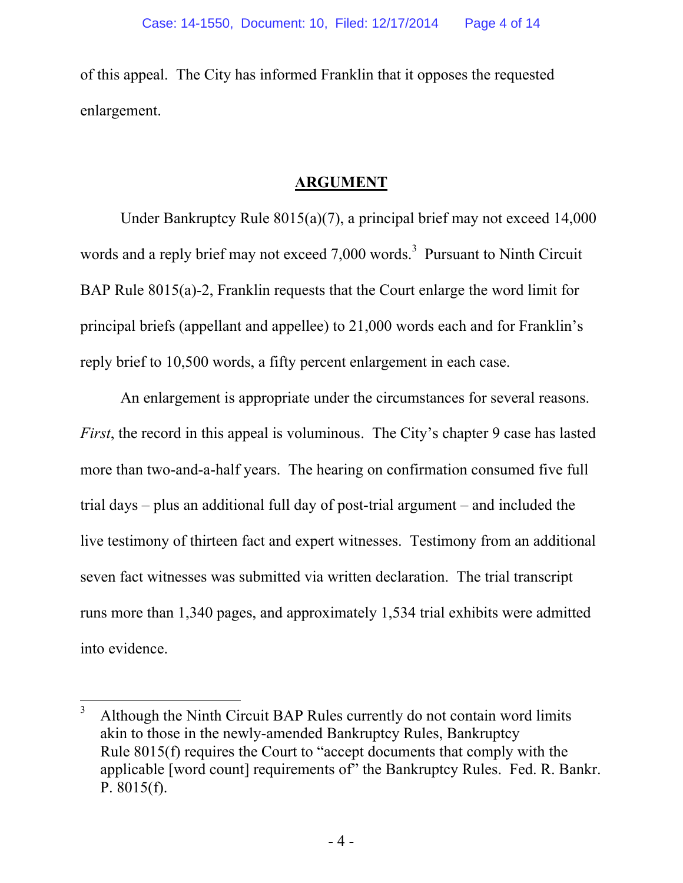of this appeal. The City has informed Franklin that it opposes the requested enlargement.

## ARGUMENT

Under Bankruptcy Rule 8015(a)(7), a principal brief may not exceed 14,000 words and a reply brief may not exceed 7,000 words.[3] Pursuant to Ninth Circuit BAP Rule 8015(a)-2, Franklin requests that the Court enlarge the word limit for principal briefs (appellant and appellee) to 21,000 words each and for Franklin's reply brief to 10,500 words, a fifty percent enlargement in each case.

An enlargement is appropriate under the circumstances for several reasons. *First*, the record in this appeal is voluminous. The City's chapter 9 case has lasted more than two-and-a-half years. The hearing on confirmation consumed five full trial days – plus an additional full day of post-trial argument – and included the live testimony of thirteen fact and expert witnesses. Testimony from an additional seven fact witnesses was submitted via written declaration. The trial transcript runs more than 1,340 pages, and approximately 1,534 trial exhibits were admitted into evidence.

---

[3] Although the Ninth Circuit BAP Rules currently do not contain word limits akin to those in the newly-amended Bankruptcy Rules, Bankruptcy Rule 8015(f) requires the Court to "accept documents that comply with the applicable [word count] requirements of" the Bankruptcy Rules. Fed. R. Bankr. P. 8015(f).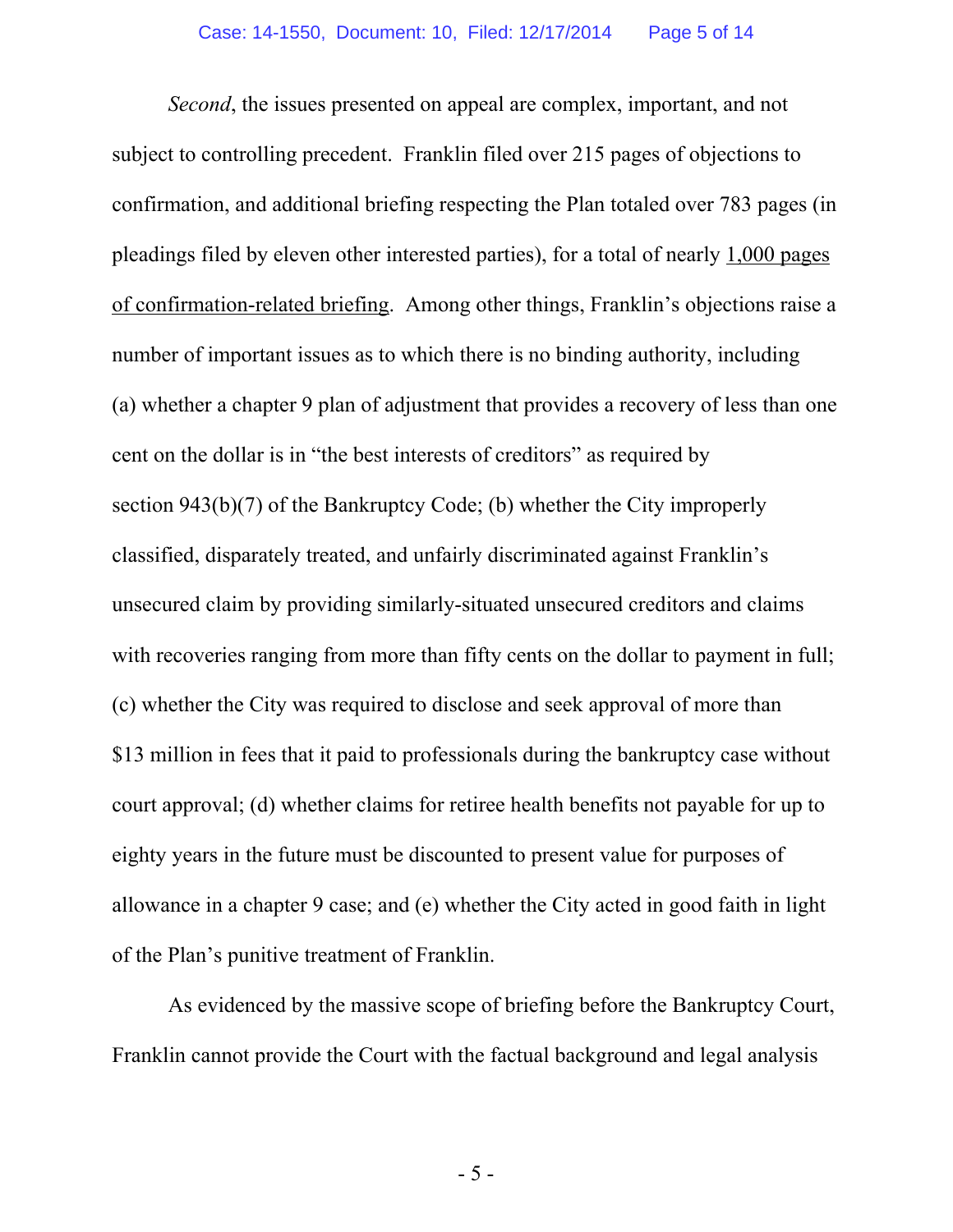*Second*, the issues presented on appeal are complex, important, and not subject to controlling precedent. Franklin filed over 215 pages of objections to confirmation, and additional briefing respecting the Plan totaled over 783 pages (in pleadings filed by eleven other interested parties), for a total of nearly <u>1,000 pages of confirmation-related briefing</u>. Among other things, Franklin's objections raise a number of important issues as to which there is no binding authority, including (a) whether a chapter 9 plan of adjustment that provides a recovery of less than one cent on the dollar is in "the best interests of creditors" as required by section 943(b)(7) of the Bankruptcy Code; (b) whether the City improperly classified, disparately treated, and unfairly discriminated against Franklin's unsecured claim by providing similarly-situated unsecured creditors and claims with recoveries ranging from more than fifty cents on the dollar to payment in full; (c) whether the City was required to disclose and seek approval of more than $13 million in fees that it paid to professionals during the bankruptcy case without court approval; (d) whether claims for retiree health benefits not payable for up to eighty years in the future must be discounted to present value for purposes of allowance in a chapter 9 case; and (e) whether the City acted in good faith in light of the Plan's punitive treatment of Franklin.

As evidenced by the massive scope of briefing before the Bankruptcy Court, Franklin cannot provide the Court with the factual background and legal analysis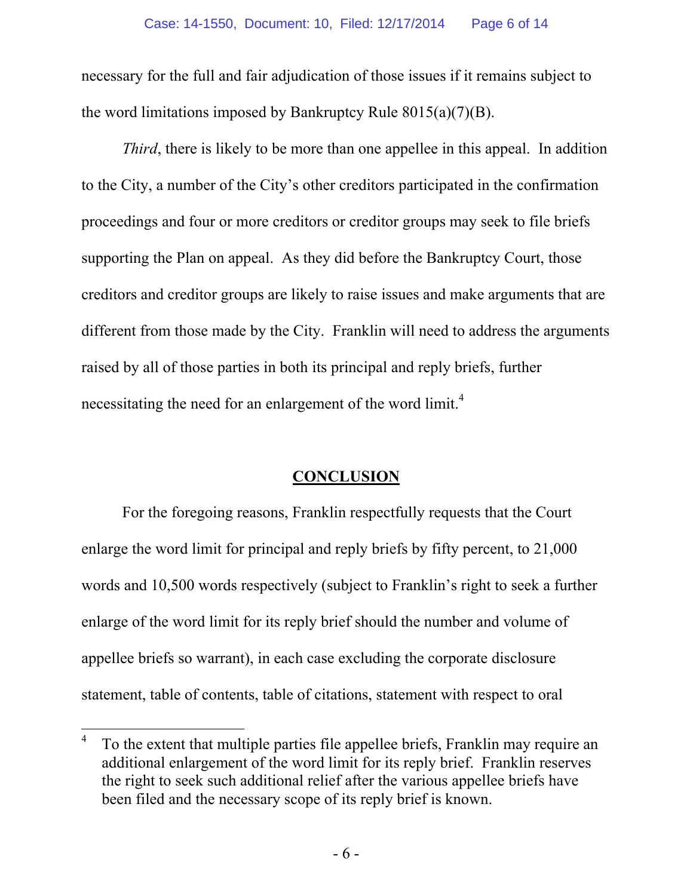necessary for the full and fair adjudication of those issues if it remains subject to the word limitations imposed by Bankruptcy Rule 8015(a)(7)(B).

*Third*, there is likely to be more than one appellee in this appeal. In addition to the City, a number of the City's other creditors participated in the confirmation proceedings and four or more creditors or creditor groups may seek to file briefs supporting the Plan on appeal. As they did before the Bankruptcy Court, those creditors and creditor groups are likely to raise issues and make arguments that are different from those made by the City. Franklin will need to address the arguments raised by all of those parties in both its principal and reply briefs, further necessitating the need for an enlargement of the word limit.[4]

## CONCLUSION

For the foregoing reasons, Franklin respectfully requests that the Court enlarge the word limit for principal and reply briefs by fifty percent, to 21,000 words and 10,500 words respectively (subject to Franklin's right to seek a further enlarge of the word limit for its reply brief should the number and volume of appellee briefs so warrant), in each case excluding the corporate disclosure statement, table of contents, table of citations, statement with respect to oral

---

[4] To the extent that multiple parties file appellee briefs, Franklin may require an additional enlargement of the word limit for its reply brief. Franklin reserves the right to seek such additional relief after the various appellee briefs have been filed and the necessary scope of its reply brief is known.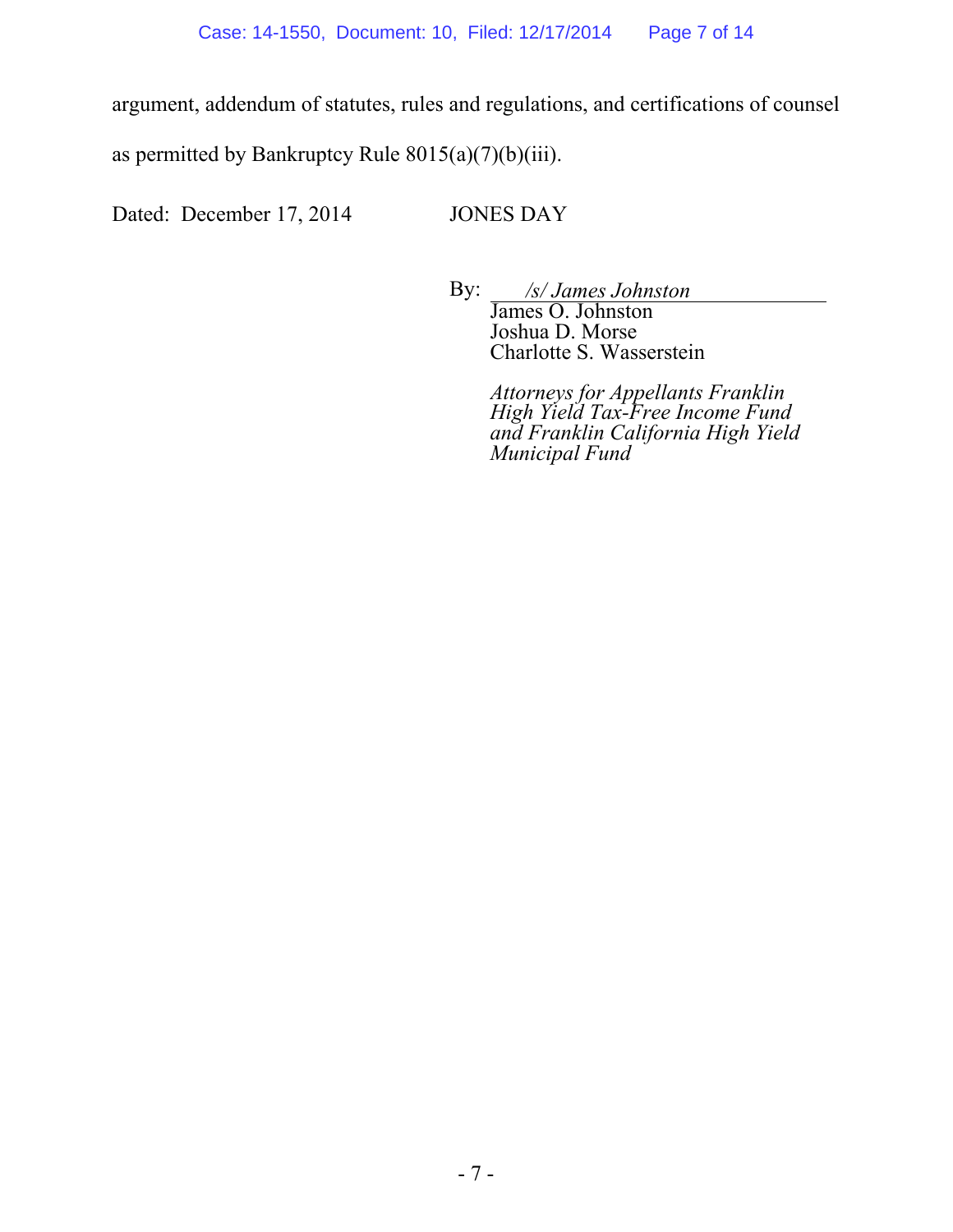argument, addendum of statutes, rules and regulations, and certifications of counsel as permitted by Bankruptcy Rule 8015(a)(7)(b)(iii).

Dated: December 17, 2014

JONES DAY

By: */s/ James Johnston*
James O. Johnston
Joshua D. Morse
Charlotte S. Wasserstein

*Attorneys for Appellants Franklin High Yield Tax-Free Income Fund and Franklin California High Yield Municipal Fund*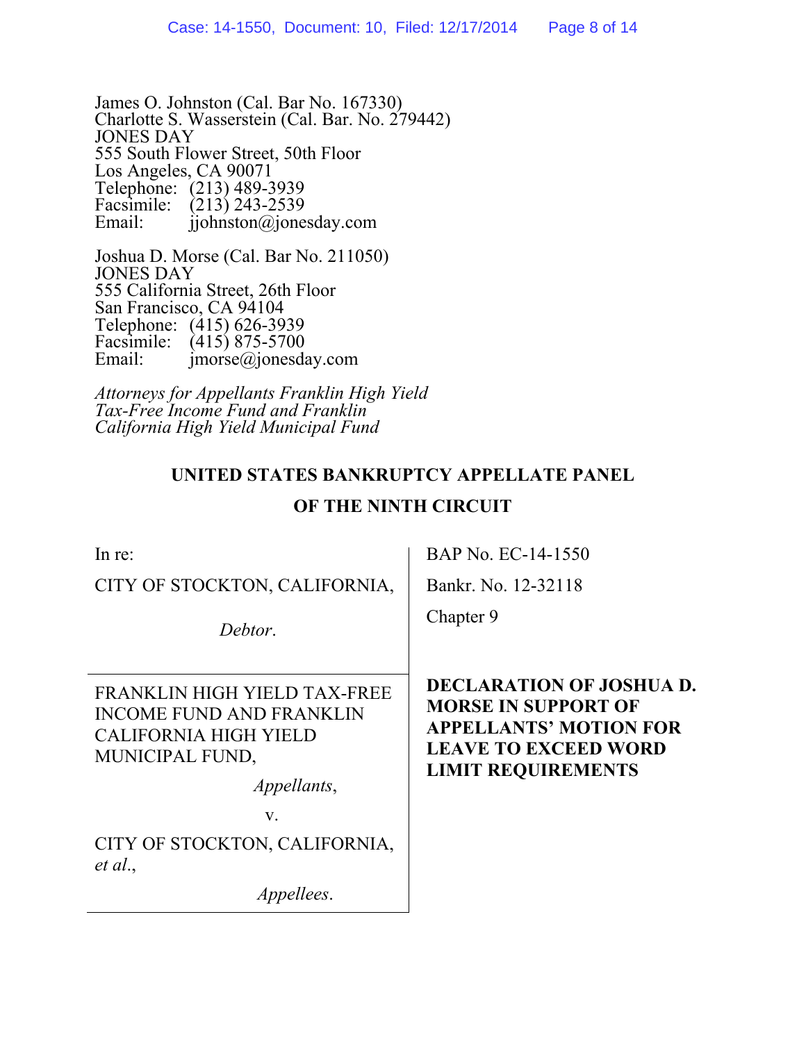James O. Johnston (Cal. Bar No. 167330)
Charlotte S. Wasserstein (Cal. Bar. No. 279442)
JONES DAY
555 South Flower Street, 50th Floor
Los Angeles, CA 90071
Telephone: (213) 489-3939
Facsimile: (213) 243-2539
Email: jjohnston@jonesday.com

Joshua D. Morse (Cal. Bar No. 211050)
JONES DAY
555 California Street, 26th Floor
San Francisco, CA 94104
Telephone: (415) 626-3939
Facsimile: (415) 875-5700
Email: jmorse@jonesday.com

*Attorneys for Appellants Franklin High Yield Tax-Free Income Fund and Franklin California High Yield Municipal Fund*

**UNITED STATES BANKRUPTCY APPELLATE PANEL**

**OF THE NINTH CIRCUIT**

In re:

CITY OF STOCKTON, CALIFORNIA,

*Debtor*.

BAP No. EC-14-1550

Bankr. No. 12-32118

Chapter 9

FRANKLIN HIGH YIELD TAX-FREE INCOME FUND AND FRANKLIN CALIFORNIA HIGH YIELD MUNICIPAL FUND,

*Appellants*,

v.

CITY OF STOCKTON, CALIFORNIA, *et al*.,

*Appellees*.

**DECLARATION OF JOSHUA D. MORSE IN SUPPORT OF APPELLANTS' MOTION FOR LEAVE TO EXCEED WORD LIMIT REQUIREMENTS**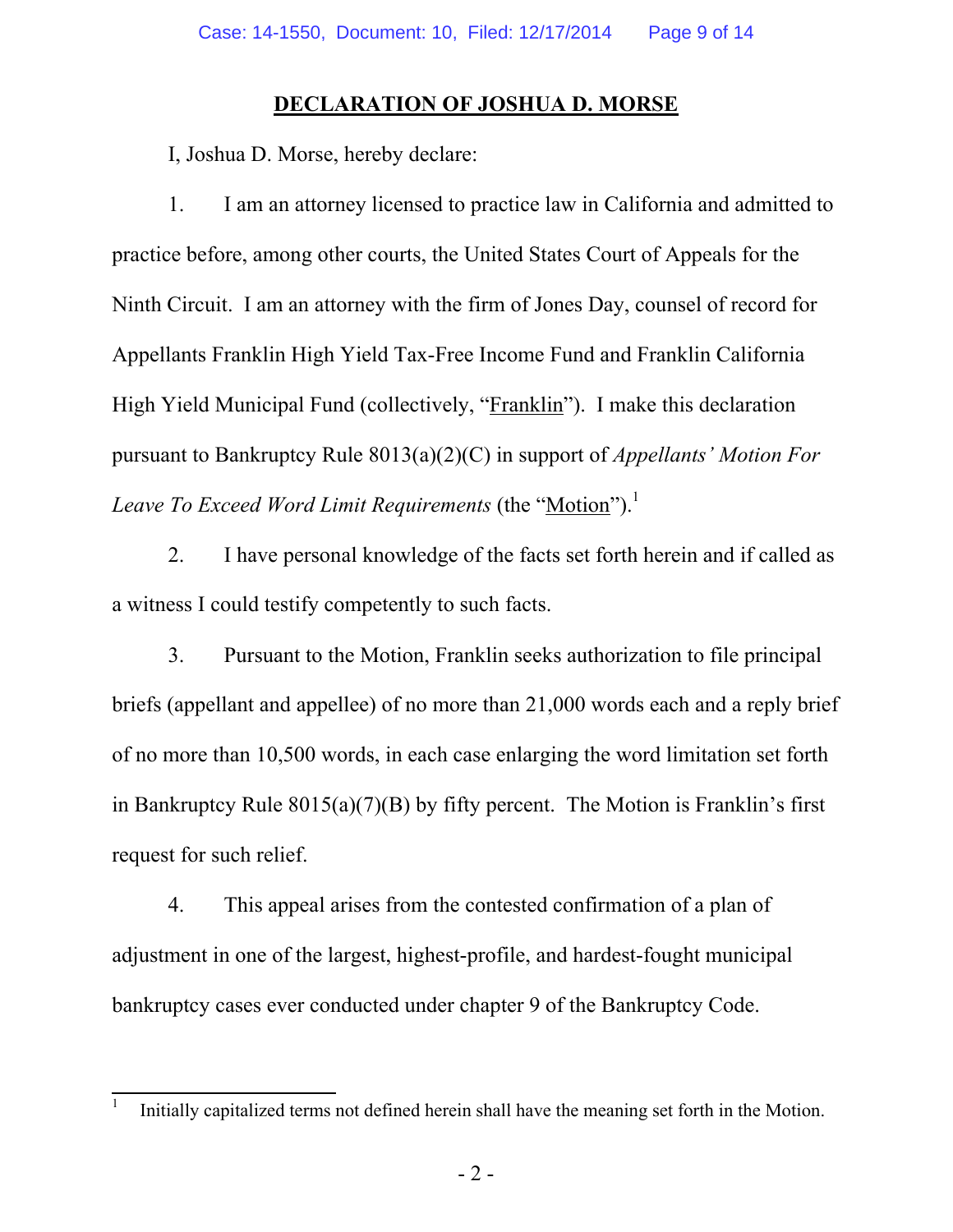## DECLARATION OF JOSHUA D. MORSE

I, Joshua D. Morse, hereby declare:

1. I am an attorney licensed to practice law in California and admitted to practice before, among other courts, the United States Court of Appeals for the Ninth Circuit. I am an attorney with the firm of Jones Day, counsel of record for Appellants Franklin High Yield Tax-Free Income Fund and Franklin California High Yield Municipal Fund (collectively, "Franklin"). I make this declaration pursuant to Bankruptcy Rule 8013(a)(2)(C) in support of *Appellants' Motion For Leave To Exceed Word Limit Requirements* (the "Motion").[1]

2. I have personal knowledge of the facts set forth herein and if called as a witness I could testify competently to such facts.

3. Pursuant to the Motion, Franklin seeks authorization to file principal briefs (appellant and appellee) of no more than 21,000 words each and a reply brief of no more than 10,500 words, in each case enlarging the word limitation set forth in Bankruptcy Rule 8015(a)(7)(B) by fifty percent. The Motion is Franklin's first request for such relief.

4. This appeal arises from the contested confirmation of a plan of adjustment in one of the largest, highest-profile, and hardest-fought municipal bankruptcy cases ever conducted under chapter 9 of the Bankruptcy Code.

---

[1] Initially capitalized terms not defined herein shall have the meaning set forth in the Motion.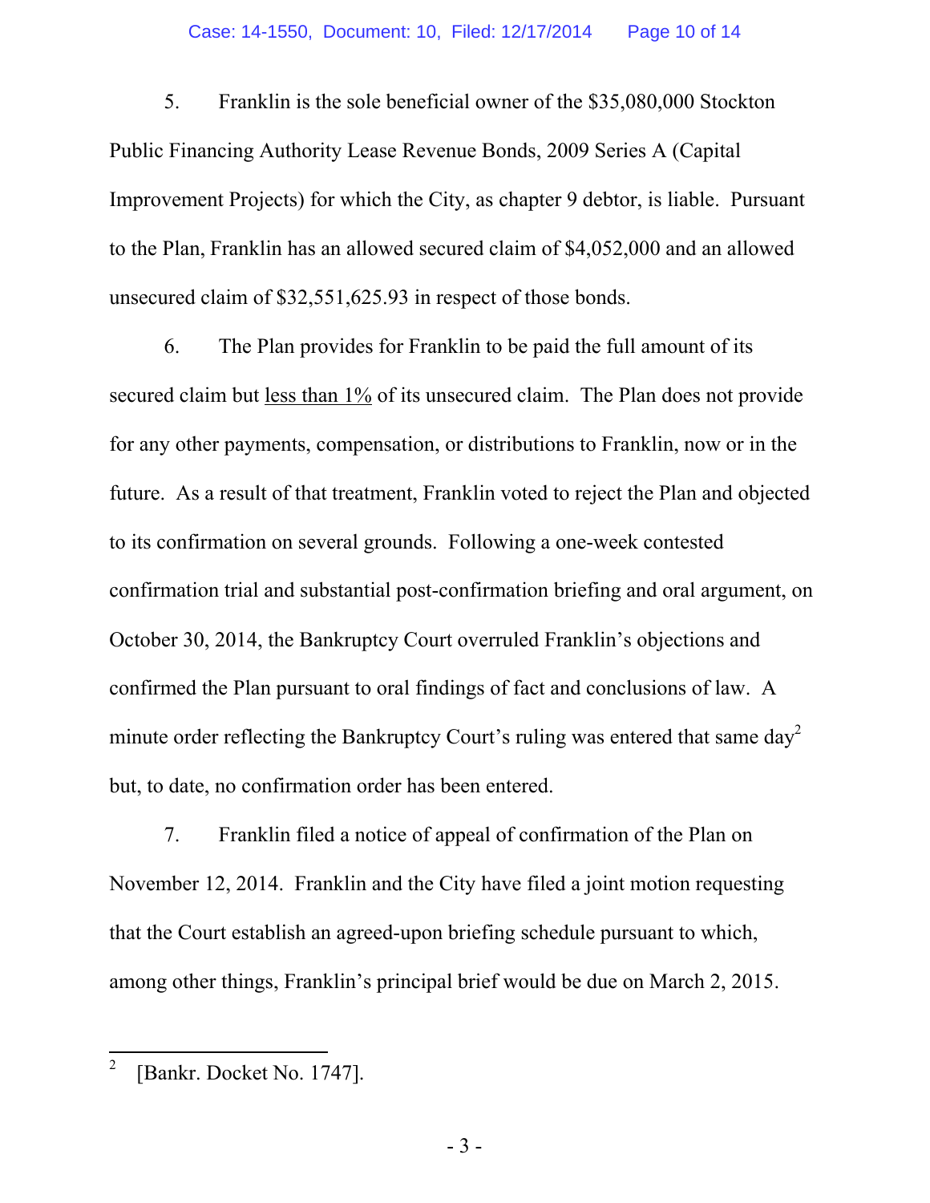5. Franklin is the sole beneficial owner of the $35,080,000 Stockton Public Financing Authority Lease Revenue Bonds, 2009 Series A (Capital Improvement Projects) for which the City, as chapter 9 debtor, is liable. Pursuant to the Plan, Franklin has an allowed secured claim of $4,052,000 and an allowed unsecured claim of $32,551,625.93 in respect of those bonds.

6. The Plan provides for Franklin to be paid the full amount of its secured claim but <u>less than 1%</u> of its unsecured claim. The Plan does not provide for any other payments, compensation, or distributions to Franklin, now or in the future. As a result of that treatment, Franklin voted to reject the Plan and objected to its confirmation on several grounds. Following a one-week contested confirmation trial and substantial post-confirmation briefing and oral argument, on October 30, 2014, the Bankruptcy Court overruled Franklin's objections and confirmed the Plan pursuant to oral findings of fact and conclusions of law. A minute order reflecting the Bankruptcy Court's ruling was entered that same day[2] but, to date, no confirmation order has been entered.

7. Franklin filed a notice of appeal of confirmation of the Plan on November 12, 2014. Franklin and the City have filed a joint motion requesting that the Court establish an agreed-upon briefing schedule pursuant to which, among other things, Franklin's principal brief would be due on March 2, 2015.

---

[2] [Bankr. Docket No. 1747].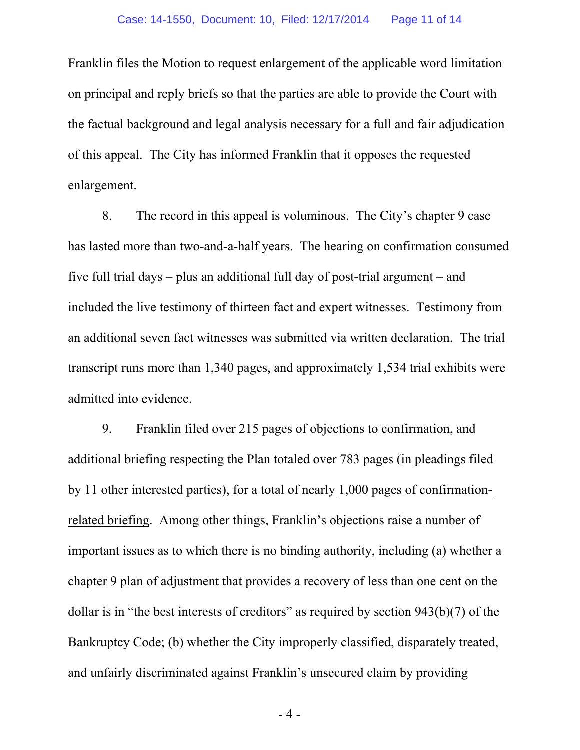Franklin files the Motion to request enlargement of the applicable word limitation on principal and reply briefs so that the parties are able to provide the Court with the factual background and legal analysis necessary for a full and fair adjudication of this appeal. The City has informed Franklin that it opposes the requested enlargement.

8. The record in this appeal is voluminous. The City's chapter 9 case has lasted more than two-and-a-half years. The hearing on confirmation consumed five full trial days – plus an additional full day of post-trial argument – and included the live testimony of thirteen fact and expert witnesses. Testimony from an additional seven fact witnesses was submitted via written declaration. The trial transcript runs more than 1,340 pages, and approximately 1,534 trial exhibits were admitted into evidence.

9. Franklin filed over 215 pages of objections to confirmation, and additional briefing respecting the Plan totaled over 783 pages (in pleadings filed by 11 other interested parties), for a total of nearly <u>1,000 pages of confirmation-related briefing</u>. Among other things, Franklin's objections raise a number of important issues as to which there is no binding authority, including (a) whether a chapter 9 plan of adjustment that provides a recovery of less than one cent on the dollar is in "the best interests of creditors" as required by section 943(b)(7) of the Bankruptcy Code; (b) whether the City improperly classified, disparately treated, and unfairly discriminated against Franklin's unsecured claim by providing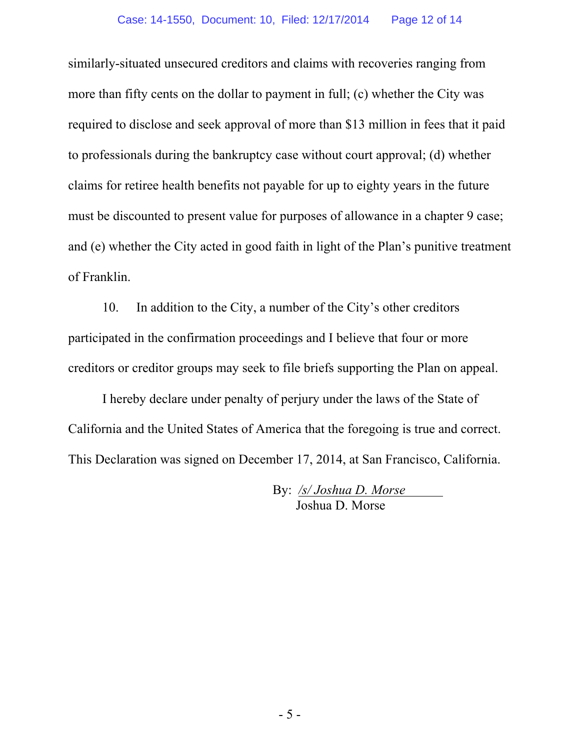similarly-situated unsecured creditors and claims with recoveries ranging from more than fifty cents on the dollar to payment in full; (c) whether the City was required to disclose and seek approval of more than $13 million in fees that it paid to professionals during the bankruptcy case without court approval; (d) whether claims for retiree health benefits not payable for up to eighty years in the future must be discounted to present value for purposes of allowance in a chapter 9 case; and (e) whether the City acted in good faith in light of the Plan's punitive treatment of Franklin.

10. In addition to the City, a number of the City's other creditors participated in the confirmation proceedings and I believe that four or more creditors or creditor groups may seek to file briefs supporting the Plan on appeal.

I hereby declare under penalty of perjury under the laws of the State of California and the United States of America that the foregoing is true and correct. This Declaration was signed on December 17, 2014, at San Francisco, California.

By: */s/ Joshua D. Morse*
Joshua D. Morse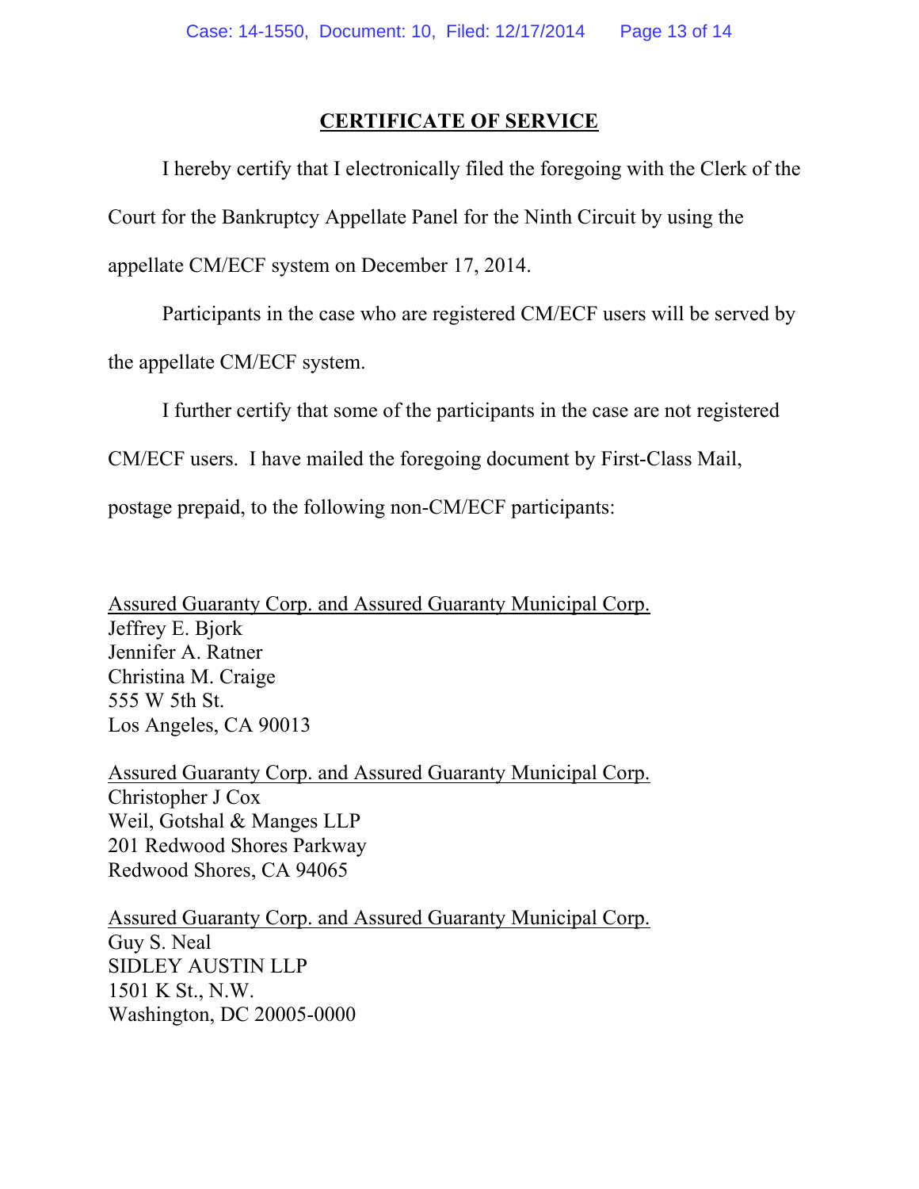## CERTIFICATE OF SERVICE

I hereby certify that I electronically filed the foregoing with the Clerk of the Court for the Bankruptcy Appellate Panel for the Ninth Circuit by using the appellate CM/ECF system on December 17, 2014.

Participants in the case who are registered CM/ECF users will be served by the appellate CM/ECF system.

I further certify that some of the participants in the case are not registered CM/ECF users. I have mailed the foregoing document by First-Class Mail, postage prepaid, to the following non-CM/ECF participants:

Assured Guaranty Corp. and Assured Guaranty Municipal Corp.
Jeffrey E. Bjork
Jennifer A. Ratner
Christina M. Craige
555 W 5th St.
Los Angeles, CA 90013

Assured Guaranty Corp. and Assured Guaranty Municipal Corp.
Christopher J Cox
Weil, Gotshal & Manges LLP
201 Redwood Shores Parkway
Redwood Shores, CA 94065

Assured Guaranty Corp. and Assured Guaranty Municipal Corp.
Guy S. Neal
SIDLEY AUSTIN LLP
1501 K St., N.W.
Washington, DC 20005-0000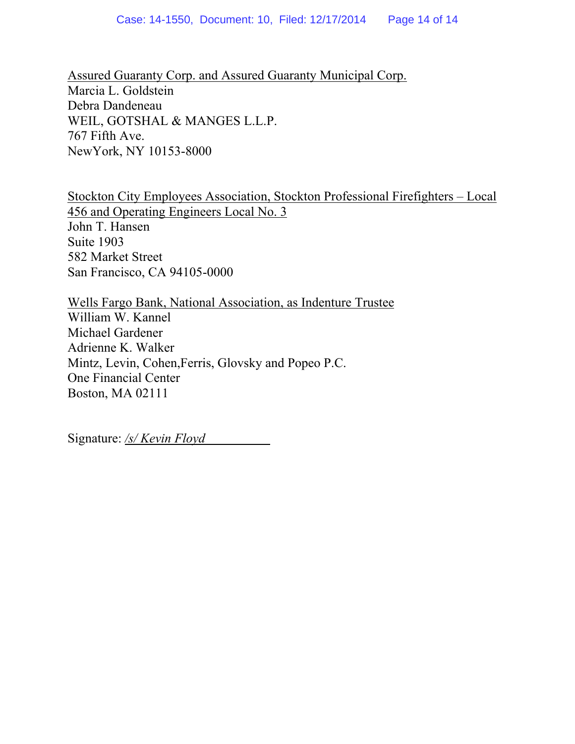Assured Guaranty Corp. and Assured Guaranty Municipal Corp.
Marcia L. Goldstein
Debra Dandeneau
WEIL, GOTSHAL & MANGES L.L.P.
767 Fifth Ave.
NewYork, NY 10153-8000

Stockton City Employees Association, Stockton Professional Firefighters – Local 456 and Operating Engineers Local No. 3
John T. Hansen
Suite 1903
582 Market Street
San Francisco, CA 94105-0000

Wells Fargo Bank, National Association, as Indenture Trustee
William W. Kannel
Michael Gardener
Adrienne K. Walker
Mintz, Levin, Cohen,Ferris, Glovsky and Popeo P.C.
One Financial Center
Boston, MA 02111

Signature: */s/ Kevin Floyd*